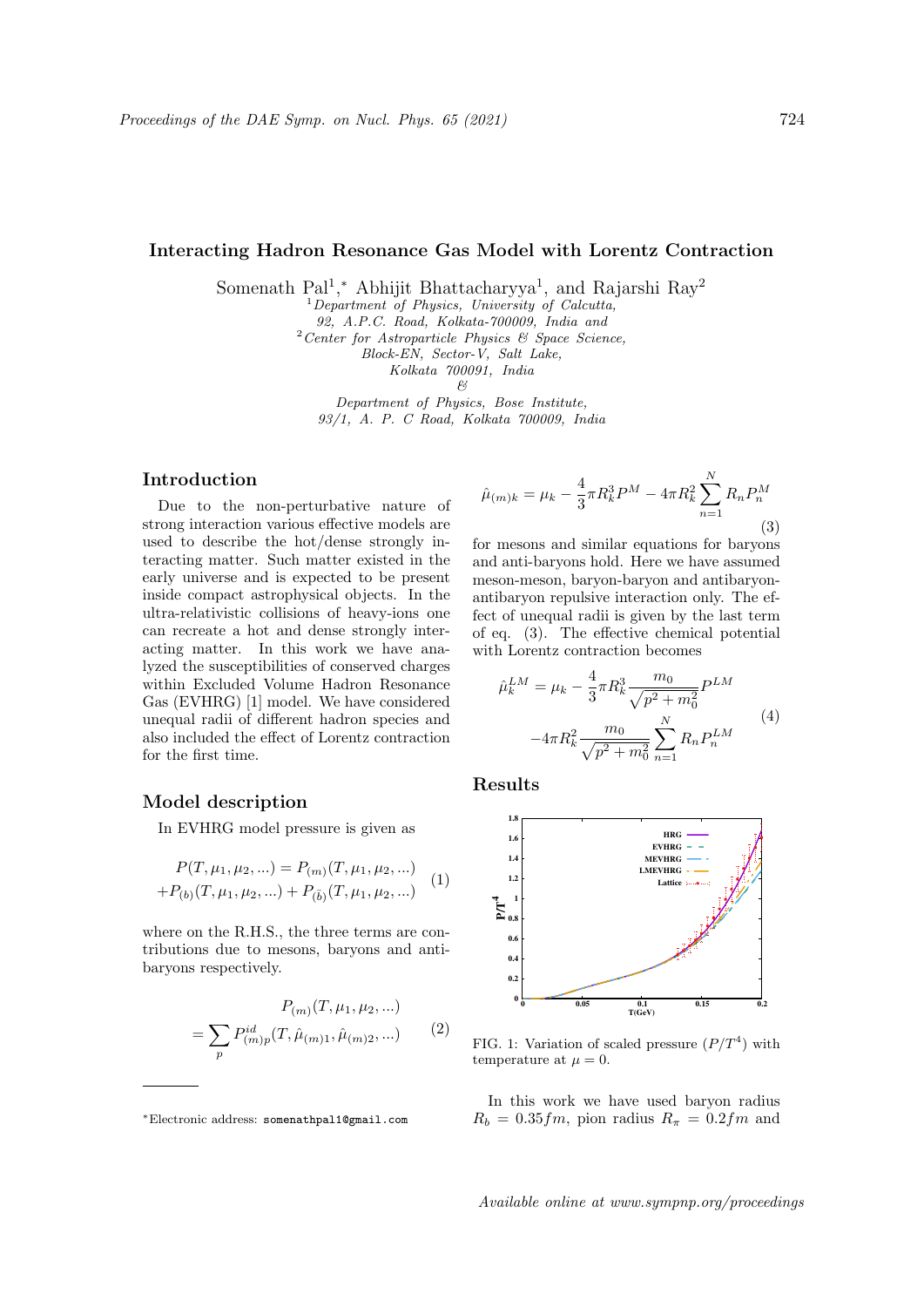# Interacting Hadron Resonance Gas Model with Lorentz Contraction

Somenath Pal[1,*], Abhijit Bhattacharyya[1], and Rajarshi Ray[2]

[1] *Department of Physics, University of Calcutta, 92, A.P.C. Road, Kolkata-700009, India and*
[2] *Center for Astroparticle Physics & Space Science, Block-EN, Sector-V, Salt Lake, Kolkata 700091, India & Department of Physics, Bose Institute, 93/1, A. P. C Road, Kolkata 700009, India*

## Introduction

Due to the non-perturbative nature of strong interaction various effective models are used to describe the hot/dense strongly interacting matter. Such matter existed in the early universe and is expected to be present inside compact astrophysical objects. In the ultra-relativistic collisions of heavy-ions one can recreate a hot and dense strongly interacting matter. In this work we have analyzed the susceptibilities of conserved charges within Excluded Volume Hadron Resonance Gas (EVHRG) [1] model. We have considered unequal radii of different hadron species and also included the effect of Lorentz contraction for the first time.

## Model description

In EVHRG model pressure is given as

$$P(T,\mu_1,\mu_2,...) = P_{(m)}(T,\mu_1,\mu_2,...) + P_{(b)}(T,\mu_1,\mu_2,...) + P_{(\bar{b})}(T,\mu_1,\mu_2,...) \quad (1)$$

where on the R.H.S., the three terms are contributions due to mesons, baryons and anti-baryons respectively.

$$P_{(m)}(T,\mu_1,\mu_2,...) = \sum_p P^{id}_{(m)p}(T,\hat{\mu}_{(m)1},\hat{\mu}_{(m)2},...) \quad (2)$$

$$\hat{\mu}_{(m)k} = \mu_k - \frac{4}{3}\pi R_k^3 P^M - 4\pi R_k^2 \sum_{n=1}^{N} R_n P_n^M \quad (3)$$

for mesons and similar equations for baryons and anti-baryons hold. Here we have assumed meson-meson, baryon-baryon and antibaryon-antibaryon repulsive interaction only. The effect of unequal radii is given by the last term of eq. (3). The effective chemical potential with Lorentz contraction becomes

$$\hat{\mu}_k^{LM} = \mu_k - \frac{4}{3}\pi R_k^3 \frac{m_0}{\sqrt{p^2+m_0^2}} P^{LM} - 4\pi R_k^2 \frac{m_0}{\sqrt{p^2+m_0^2}} \sum_{n=1}^{N} R_n P_n^{LM} \quad (4)$$

## Results

FIG. 1: Variation of scaled pressure ($P/T^4$) with temperature at $\mu = 0$.

In this work we have used baryon radius $R_b = 0.35fm$, pion radius $R_\pi = 0.2fm$ and

---

*Electronic address: somenathpal1@gmail.com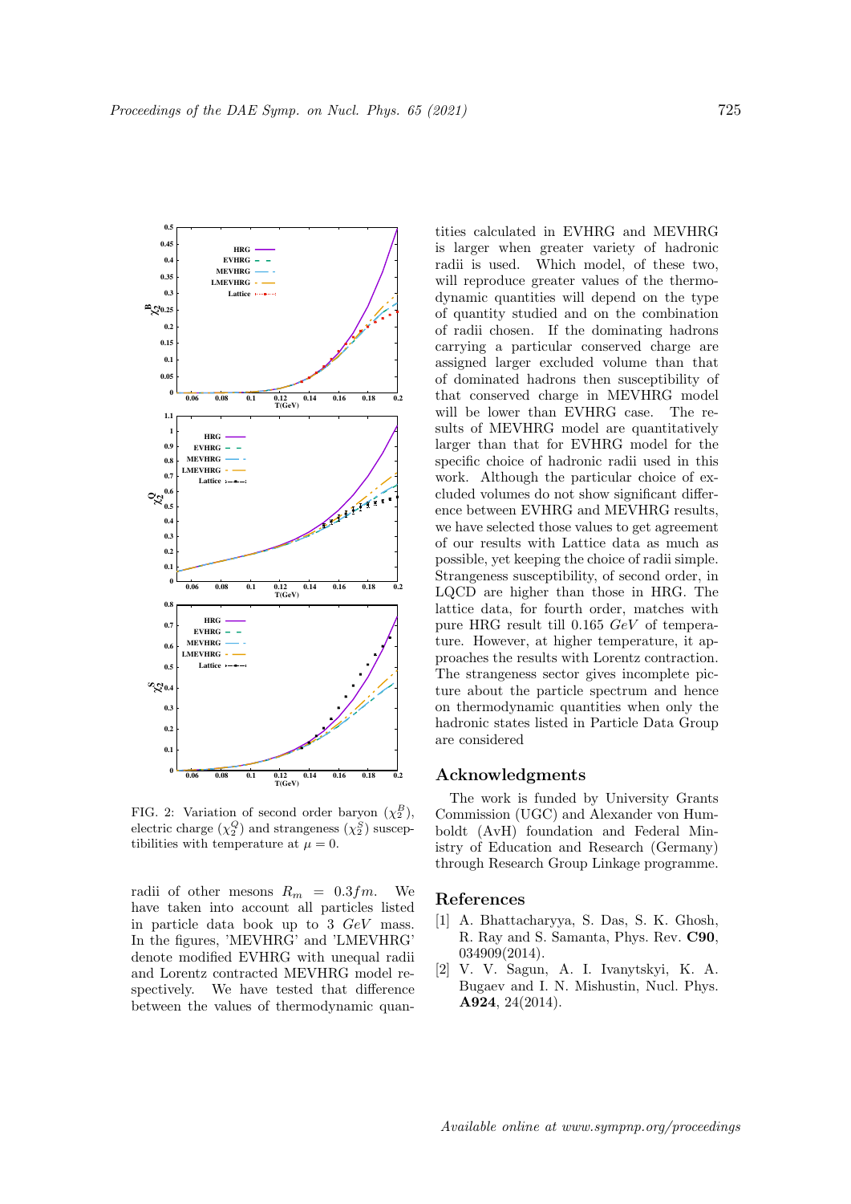HRG
EVHRG
MEVHRG
LMEVHRG
Lattice

$\chi_2^B$

0.5
0.45
0.4
0.35
0.3
0.25
0.2
0.15
0.1
0.05
0

0.06 0.08 0.1 0.12 0.14 0.16 0.18 0.2
T(GeV)

HRG
EVHRG
MEVHRG
LMEVHRG
Lattice

$\chi_2^Q$

1.1
1
0.9
0.8
0.7
0.6
0.5
0.4
0.3
0.2
0.1
0

0.06 0.08 0.1 0.12 0.14 0.16 0.18 0.2
T(GeV)

HRG
EVHRG
MEVHRG
LMEVHRG
Lattice

$\chi_2^S$

0.8
0.7
0.6
0.5
0.4
0.3
0.2
0.1
0

0.06 0.08 0.1 0.12 0.14 0.16 0.18 0.2
T(GeV)

FIG. 2: Variation of second order baryon ($\chi_2^B$), electric charge ($\chi_2^Q$) and strangeness ($\chi_2^S$) susceptibilities with temperature at $\mu = 0$.

radii of other mesons $R_m = 0.3 fm$. We have taken into account all particles listed in particle data book up to 3 $GeV$ mass. In the figures, 'MEVHRG' and 'LMEVHRG' denote modified EVHRG with unequal radii and Lorentz contracted MEVHRG model respectively. We have tested that difference between the values of thermodynamic quantities calculated in EVHRG and MEVHRG is larger when greater variety of hadronic radii is used. Which model, of these two, will reproduce greater values of the thermodynamic quantities will depend on the type of quantity studied and on the combination of radii chosen. If the dominating hadrons carrying a particular conserved charge are assigned larger excluded volume than that of dominated hadrons then susceptibility of that conserved charge in MEVHRG model will be lower than EVHRG case. The results of MEVHRG model are quantitatively larger than that for EVHRG model for the specific choice of hadronic radii used in this work. Although the particular choice of excluded volumes do not show significant difference between EVHRG and MEVHRG results, we have selected those values to get agreement of our results with Lattice data as much as possible, yet keeping the choice of radii simple. Strangeness susceptibility, of second order, in LQCD are higher than those in HRG. The lattice data, for fourth order, matches with pure HRG result till 0.165 $GeV$ of temperature. However, at higher temperature, it approaches the results with Lorentz contraction. The strangeness sector gives incomplete picture about the particle spectrum and hence on thermodynamic quantities when only the hadronic states listed in Particle Data Group are considered

## Acknowledgments

The work is funded by University Grants Commission (UGC) and Alexander von Humboldt (AvH) foundation and Federal Ministry of Education and Research (Germany) through Research Group Linkage programme.

## References

[1] A. Bhattacharyya, S. Das, S. K. Ghosh, R. Ray and S. Samanta, Phys. Rev. **C90**, 034909(2014).

[2] V. V. Sagun, A. I. Ivanytskyi, K. A. Bugaev and I. N. Mishustin, Nucl. Phys. **A924**, 24(2014).